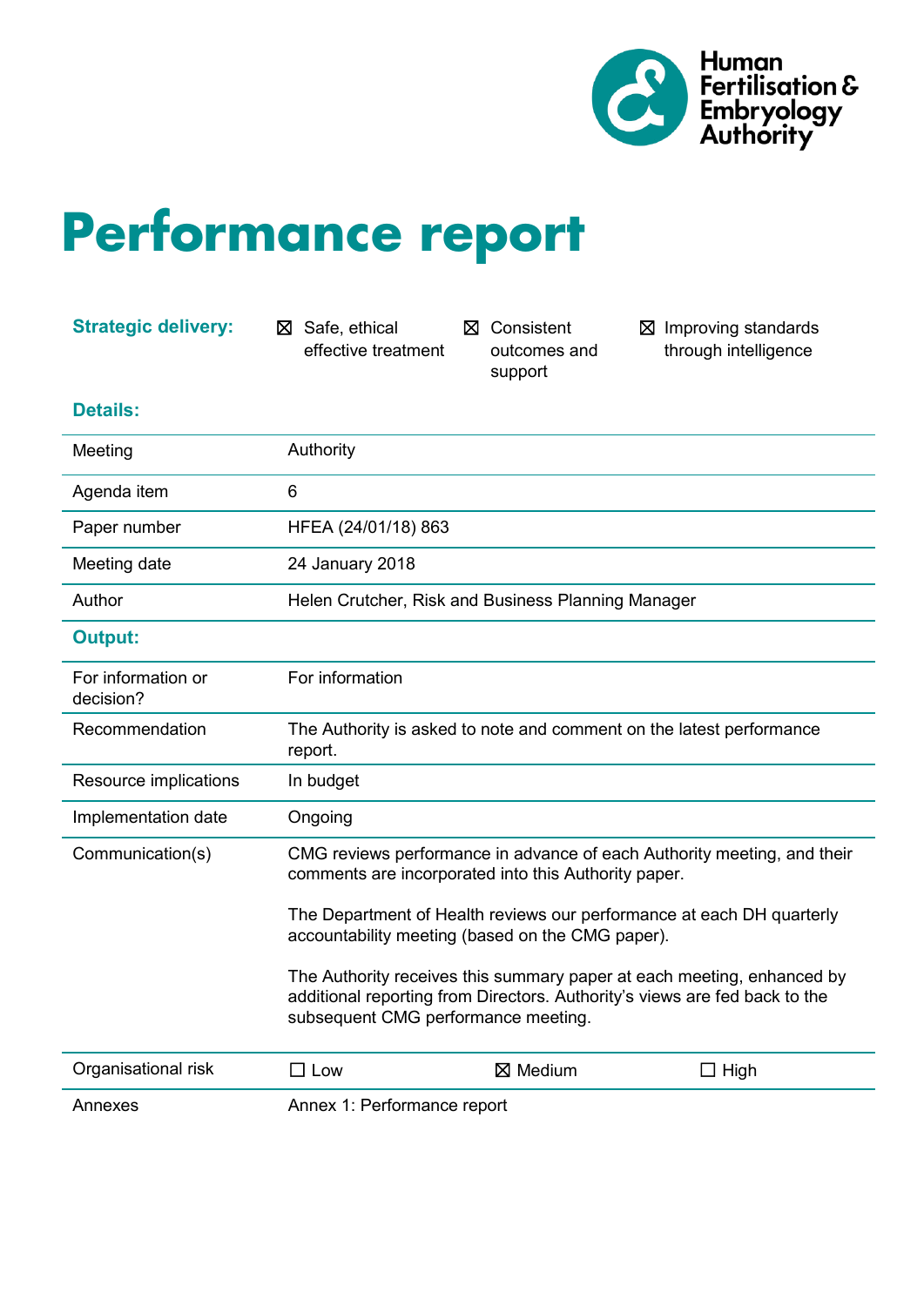Human Fertilisation & Embryology Authority

# Performance report

| | | | |
|---|---|---|---|
| **Strategic delivery:** | ☒ Safe, ethical effective treatment | ☒ Consistent outcomes and support | ☒ Improving standards through intelligence |

**Details:**

| | |
|---|---|
| Meeting | Authority |
| Agenda item | 6 |
| Paper number | HFEA (24/01/18) 863 |
| Meeting date | 24 January 2018 |
| Author | Helen Crutcher, Risk and Business Planning Manager |

**Output:**

| | |
|---|---|
| For information or decision? | For information |
| Recommendation | The Authority is asked to note and comment on the latest performance report. |
| Resource implications | In budget |
| Implementation date | Ongoing |
| Communication(s) | CMG reviews performance in advance of each Authority meeting, and their comments are incorporated into this Authority paper.<br><br>The Department of Health reviews our performance at each DH quarterly accountability meeting (based on the CMG paper).<br><br>The Authority receives this summary paper at each meeting, enhanced by additional reporting from Directors. Authority's views are fed back to the subsequent CMG performance meeting. |
| Organisational risk | ☐ Low ☒ Medium ☐ High |
| Annexes | Annex 1: Performance report |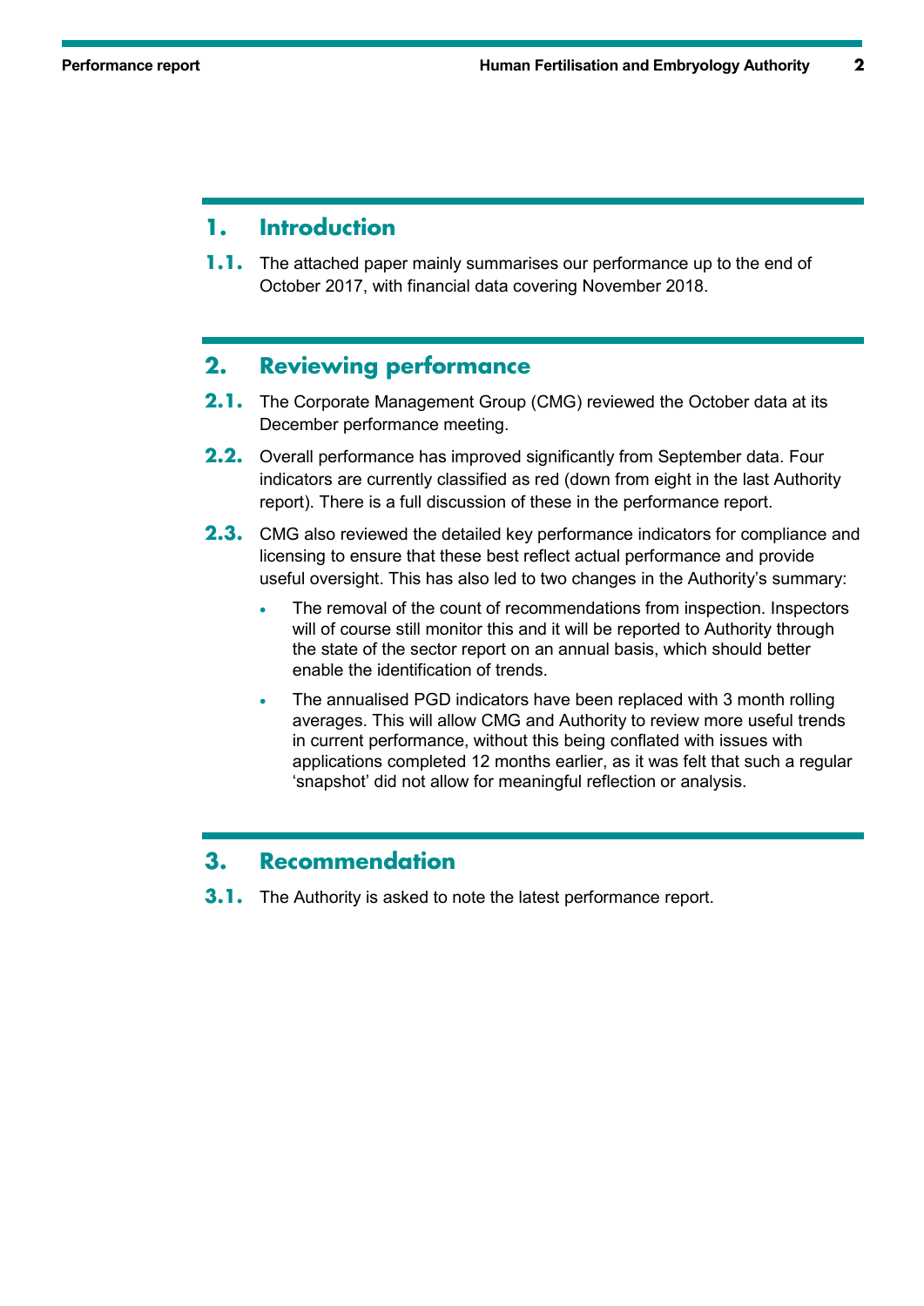## 1. Introduction

**1.1.** The attached paper mainly summarises our performance up to the end of October 2017, with financial data covering November 2018.

## 2. Reviewing performance

**2.1.** The Corporate Management Group (CMG) reviewed the October data at its December performance meeting.

**2.2.** Overall performance has improved significantly from September data. Four indicators are currently classified as red (down from eight in the last Authority report). There is a full discussion of these in the performance report.

**2.3.** CMG also reviewed the detailed key performance indicators for compliance and licensing to ensure that these best reflect actual performance and provide useful oversight. This has also led to two changes in the Authority's summary:

- The removal of the count of recommendations from inspection. Inspectors will of course still monitor this and it will be reported to Authority through the state of the sector report on an annual basis, which should better enable the identification of trends.
- The annualised PGD indicators have been replaced with 3 month rolling averages. This will allow CMG and Authority to review more useful trends in current performance, without this being conflated with issues with applications completed 12 months earlier, as it was felt that such a regular 'snapshot' did not allow for meaningful reflection or analysis.

## 3. Recommendation

**3.1.** The Authority is asked to note the latest performance report.